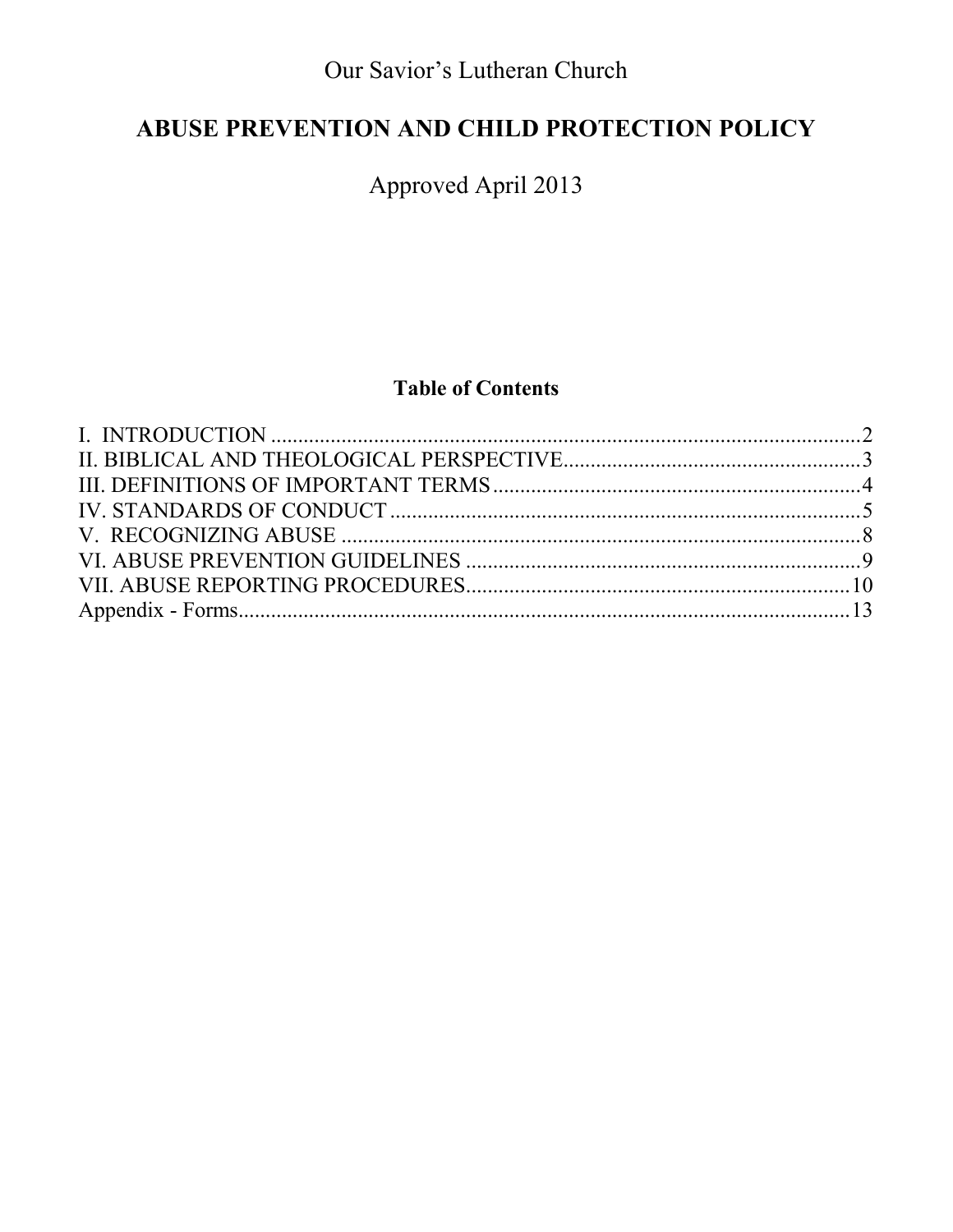Our Savior's Lutheran Church

# ABUSE PREVENTION AND CHILD PROTECTION POLICY

Approved April 2013

## Table of Contents

I. INTRODUCTION .......... 2
II. BIBLICAL AND THEOLOGICAL PERSPECTIVE .......... 3
III. DEFINITIONS OF IMPORTANT TERMS .......... 4
IV. STANDARDS OF CONDUCT .......... 5
V. RECOGNIZING ABUSE .......... 8
VI. ABUSE PREVENTION GUIDELINES .......... 9
VII. ABUSE REPORTING PROCEDURES .......... 10
Appendix - Forms .......... 13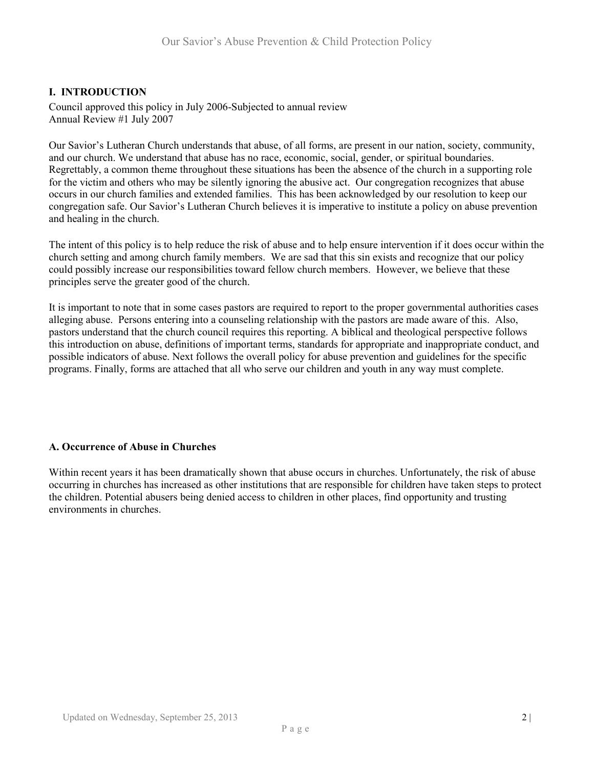## I. INTRODUCTION

Council approved this policy in July 2006-Subjected to annual review
Annual Review #1 July 2007

Our Savior's Lutheran Church understands that abuse, of all forms, are present in our nation, society, community, and our church. We understand that abuse has no race, economic, social, gender, or spiritual boundaries. Regrettably, a common theme throughout these situations has been the absence of the church in a supporting role for the victim and others who may be silently ignoring the abusive act. Our congregation recognizes that abuse occurs in our church families and extended families. This has been acknowledged by our resolution to keep our congregation safe. Our Savior's Lutheran Church believes it is imperative to institute a policy on abuse prevention and healing in the church.

The intent of this policy is to help reduce the risk of abuse and to help ensure intervention if it does occur within the church setting and among church family members. We are sad that this sin exists and recognize that our policy could possibly increase our responsibilities toward fellow church members. However, we believe that these principles serve the greater good of the church.

It is important to note that in some cases pastors are required to report to the proper governmental authorities cases alleging abuse. Persons entering into a counseling relationship with the pastors are made aware of this. Also, pastors understand that the church council requires this reporting. A biblical and theological perspective follows this introduction on abuse, definitions of important terms, standards for appropriate and inappropriate conduct, and possible indicators of abuse. Next follows the overall policy for abuse prevention and guidelines for the specific programs. Finally, forms are attached that all who serve our children and youth in any way must complete.

### A. Occurrence of Abuse in Churches

Within recent years it has been dramatically shown that abuse occurs in churches. Unfortunately, the risk of abuse occurring in churches has increased as other institutions that are responsible for children have taken steps to protect the children. Potential abusers being denied access to children in other places, find opportunity and trusting environments in churches.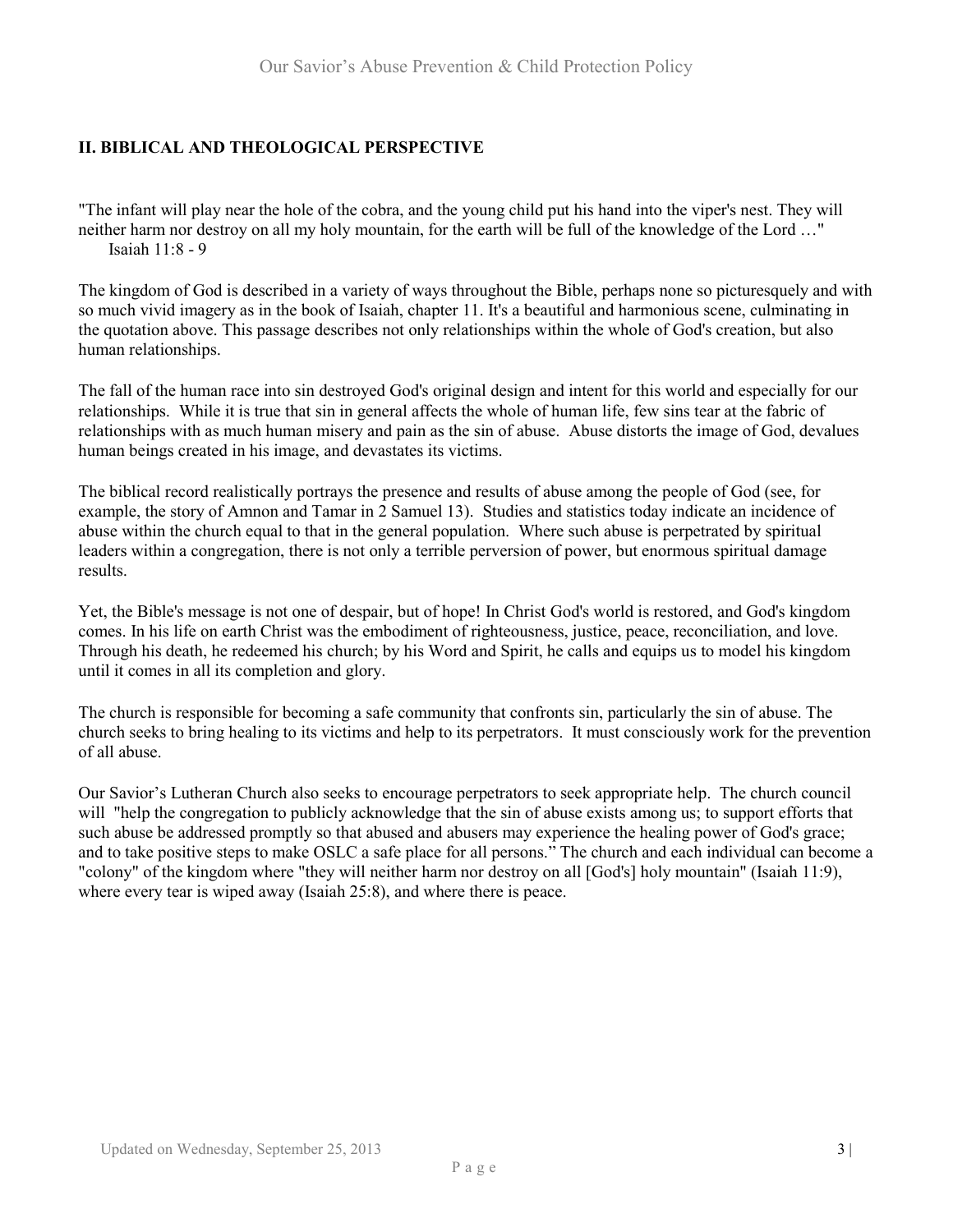## II. BIBLICAL AND THEOLOGICAL PERSPECTIVE

"The infant will play near the hole of the cobra, and the young child put his hand into the viper's nest. They will neither harm nor destroy on all my holy mountain, for the earth will be full of the knowledge of the Lord …"
Isaiah 11:8 - 9

The kingdom of God is described in a variety of ways throughout the Bible, perhaps none so picturesquely and with so much vivid imagery as in the book of Isaiah, chapter 11. It's a beautiful and harmonious scene, culminating in the quotation above. This passage describes not only relationships within the whole of God's creation, but also human relationships.

The fall of the human race into sin destroyed God's original design and intent for this world and especially for our relationships. While it is true that sin in general affects the whole of human life, few sins tear at the fabric of relationships with as much human misery and pain as the sin of abuse. Abuse distorts the image of God, devalues human beings created in his image, and devastates its victims.

The biblical record realistically portrays the presence and results of abuse among the people of God (see, for example, the story of Amnon and Tamar in 2 Samuel 13). Studies and statistics today indicate an incidence of abuse within the church equal to that in the general population. Where such abuse is perpetrated by spiritual leaders within a congregation, there is not only a terrible perversion of power, but enormous spiritual damage results.

Yet, the Bible's message is not one of despair, but of hope! In Christ God's world is restored, and God's kingdom comes. In his life on earth Christ was the embodiment of righteousness, justice, peace, reconciliation, and love. Through his death, he redeemed his church; by his Word and Spirit, he calls and equips us to model his kingdom until it comes in all its completion and glory.

The church is responsible for becoming a safe community that confronts sin, particularly the sin of abuse. The church seeks to bring healing to its victims and help to its perpetrators. It must consciously work for the prevention of all abuse.

Our Savior's Lutheran Church also seeks to encourage perpetrators to seek appropriate help. The church council will "help the congregation to publicly acknowledge that the sin of abuse exists among us; to support efforts that such abuse be addressed promptly so that abused and abusers may experience the healing power of God's grace; and to take positive steps to make OSLC a safe place for all persons." The church and each individual can become a "colony" of the kingdom where "they will neither harm nor destroy on all [God's] holy mountain" (Isaiah 11:9), where every tear is wiped away (Isaiah 25:8), and where there is peace.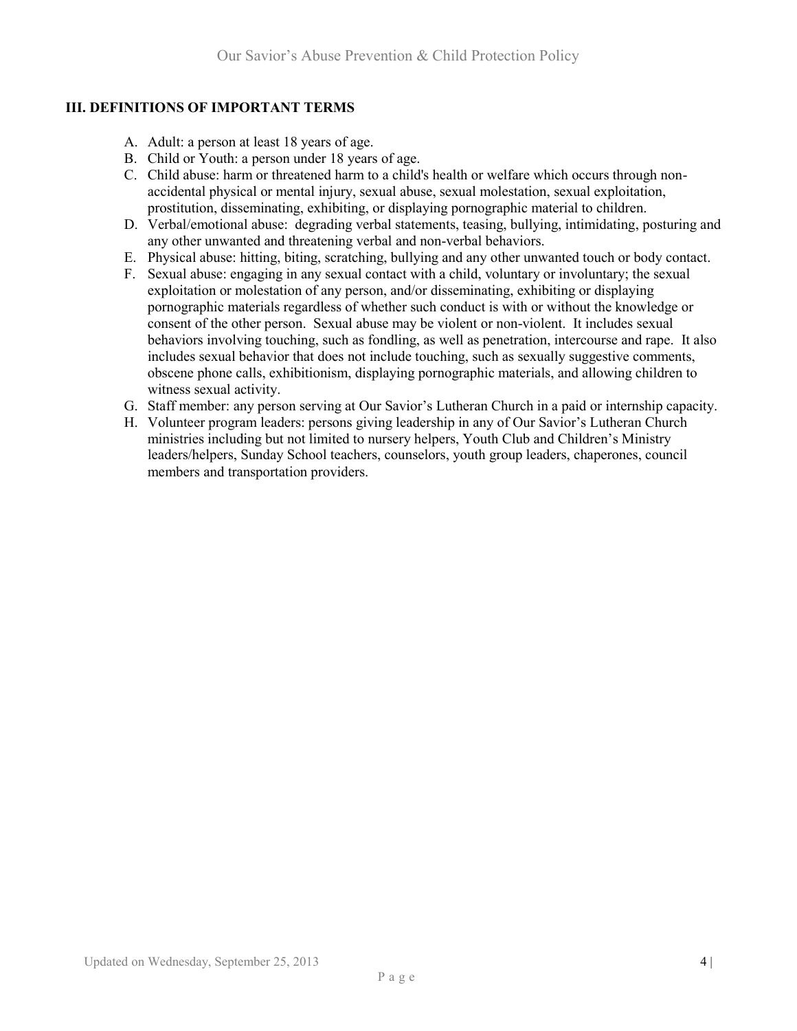## III. DEFINITIONS OF IMPORTANT TERMS

A. Adult: a person at least 18 years of age.

B. Child or Youth: a person under 18 years of age.

C. Child abuse: harm or threatened harm to a child's health or welfare which occurs through non-accidental physical or mental injury, sexual abuse, sexual molestation, sexual exploitation, prostitution, disseminating, exhibiting, or displaying pornographic material to children.

D. Verbal/emotional abuse: degrading verbal statements, teasing, bullying, intimidating, posturing and any other unwanted and threatening verbal and non-verbal behaviors.

E. Physical abuse: hitting, biting, scratching, bullying and any other unwanted touch or body contact.

F. Sexual abuse: engaging in any sexual contact with a child, voluntary or involuntary; the sexual exploitation or molestation of any person, and/or disseminating, exhibiting or displaying pornographic materials regardless of whether such conduct is with or without the knowledge or consent of the other person. Sexual abuse may be violent or non-violent. It includes sexual behaviors involving touching, such as fondling, as well as penetration, intercourse and rape. It also includes sexual behavior that does not include touching, such as sexually suggestive comments, obscene phone calls, exhibitionism, displaying pornographic materials, and allowing children to witness sexual activity.

G. Staff member: any person serving at Our Savior's Lutheran Church in a paid or internship capacity.

H. Volunteer program leaders: persons giving leadership in any of Our Savior's Lutheran Church ministries including but not limited to nursery helpers, Youth Club and Children's Ministry leaders/helpers, Sunday School teachers, counselors, youth group leaders, chaperones, council members and transportation providers.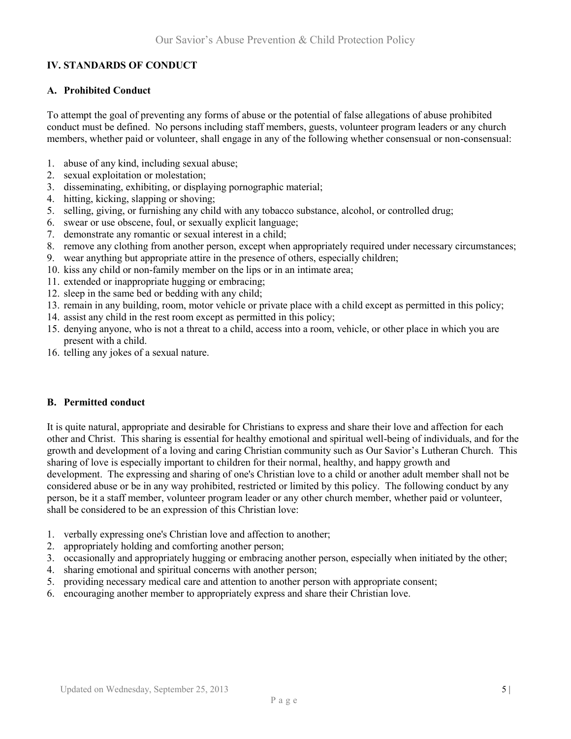## IV. STANDARDS OF CONDUCT

### A. Prohibited Conduct

To attempt the goal of preventing any forms of abuse or the potential of false allegations of abuse prohibited conduct must be defined. No persons including staff members, guests, volunteer program leaders or any church members, whether paid or volunteer, shall engage in any of the following whether consensual or non-consensual:

1. abuse of any kind, including sexual abuse;
2. sexual exploitation or molestation;
3. disseminating, exhibiting, or displaying pornographic material;
4. hitting, kicking, slapping or shoving;
5. selling, giving, or furnishing any child with any tobacco substance, alcohol, or controlled drug;
6. swear or use obscene, foul, or sexually explicit language;
7. demonstrate any romantic or sexual interest in a child;
8. remove any clothing from another person, except when appropriately required under necessary circumstances;
9. wear anything but appropriate attire in the presence of others, especially children;
10. kiss any child or non-family member on the lips or in an intimate area;
11. extended or inappropriate hugging or embracing;
12. sleep in the same bed or bedding with any child;
13. remain in any building, room, motor vehicle or private place with a child except as permitted in this policy;
14. assist any child in the rest room except as permitted in this policy;
15. denying anyone, who is not a threat to a child, access into a room, vehicle, or other place in which you are present with a child.
16. telling any jokes of a sexual nature.

### B. Permitted conduct

It is quite natural, appropriate and desirable for Christians to express and share their love and affection for each other and Christ. This sharing is essential for healthy emotional and spiritual well-being of individuals, and for the growth and development of a loving and caring Christian community such as Our Savior's Lutheran Church. This sharing of love is especially important to children for their normal, healthy, and happy growth and development. The expressing and sharing of one's Christian love to a child or another adult member shall not be considered abuse or be in any way prohibited, restricted or limited by this policy. The following conduct by any person, be it a staff member, volunteer program leader or any other church member, whether paid or volunteer, shall be considered to be an expression of this Christian love:

1. verbally expressing one's Christian love and affection to another;
2. appropriately holding and comforting another person;
3. occasionally and appropriately hugging or embracing another person, especially when initiated by the other;
4. sharing emotional and spiritual concerns with another person;
5. providing necessary medical care and attention to another person with appropriate consent;
6. encouraging another member to appropriately express and share their Christian love.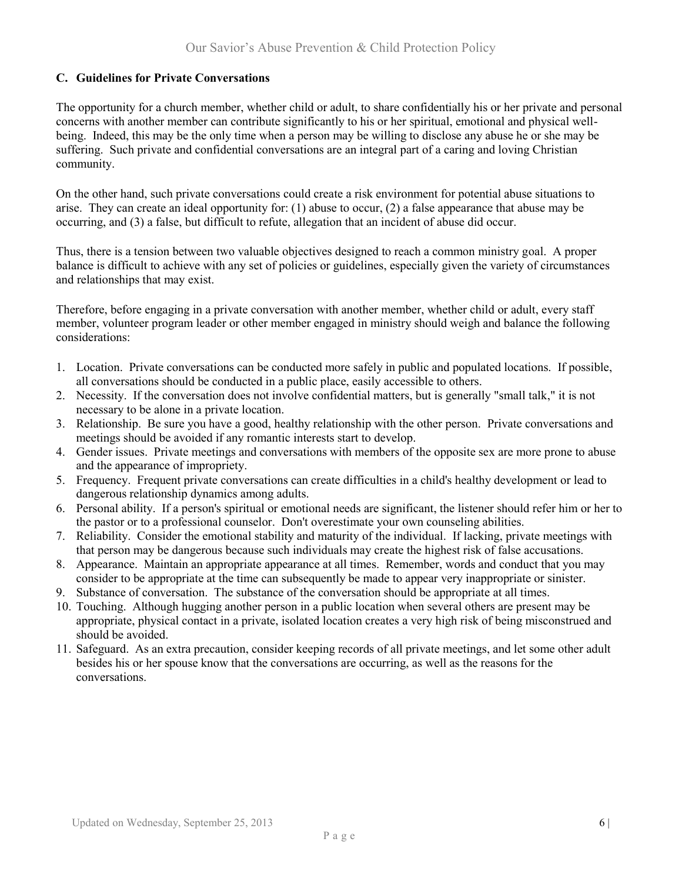### C. Guidelines for Private Conversations

The opportunity for a church member, whether child or adult, to share confidentially his or her private and personal concerns with another member can contribute significantly to his or her spiritual, emotional and physical well-being. Indeed, this may be the only time when a person may be willing to disclose any abuse he or she may be suffering. Such private and confidential conversations are an integral part of a caring and loving Christian community.

On the other hand, such private conversations could create a risk environment for potential abuse situations to arise. They can create an ideal opportunity for: (1) abuse to occur, (2) a false appearance that abuse may be occurring, and (3) a false, but difficult to refute, allegation that an incident of abuse did occur.

Thus, there is a tension between two valuable objectives designed to reach a common ministry goal. A proper balance is difficult to achieve with any set of policies or guidelines, especially given the variety of circumstances and relationships that may exist.

Therefore, before engaging in a private conversation with another member, whether child or adult, every staff member, volunteer program leader or other member engaged in ministry should weigh and balance the following considerations:

1. Location. Private conversations can be conducted more safely in public and populated locations. If possible, all conversations should be conducted in a public place, easily accessible to others.
2. Necessity. If the conversation does not involve confidential matters, but is generally "small talk," it is not necessary to be alone in a private location.
3. Relationship. Be sure you have a good, healthy relationship with the other person. Private conversations and meetings should be avoided if any romantic interests start to develop.
4. Gender issues. Private meetings and conversations with members of the opposite sex are more prone to abuse and the appearance of impropriety.
5. Frequency. Frequent private conversations can create difficulties in a child's healthy development or lead to dangerous relationship dynamics among adults.
6. Personal ability. If a person's spiritual or emotional needs are significant, the listener should refer him or her to the pastor or to a professional counselor. Don't overestimate your own counseling abilities.
7. Reliability. Consider the emotional stability and maturity of the individual. If lacking, private meetings with that person may be dangerous because such individuals may create the highest risk of false accusations.
8. Appearance. Maintain an appropriate appearance at all times. Remember, words and conduct that you may consider to be appropriate at the time can subsequently be made to appear very inappropriate or sinister.
9. Substance of conversation. The substance of the conversation should be appropriate at all times.
10. Touching. Although hugging another person in a public location when several others are present may be appropriate, physical contact in a private, isolated location creates a very high risk of being misconstrued and should be avoided.
11. Safeguard. As an extra precaution, consider keeping records of all private meetings, and let some other adult besides his or her spouse know that the conversations are occurring, as well as the reasons for the conversations.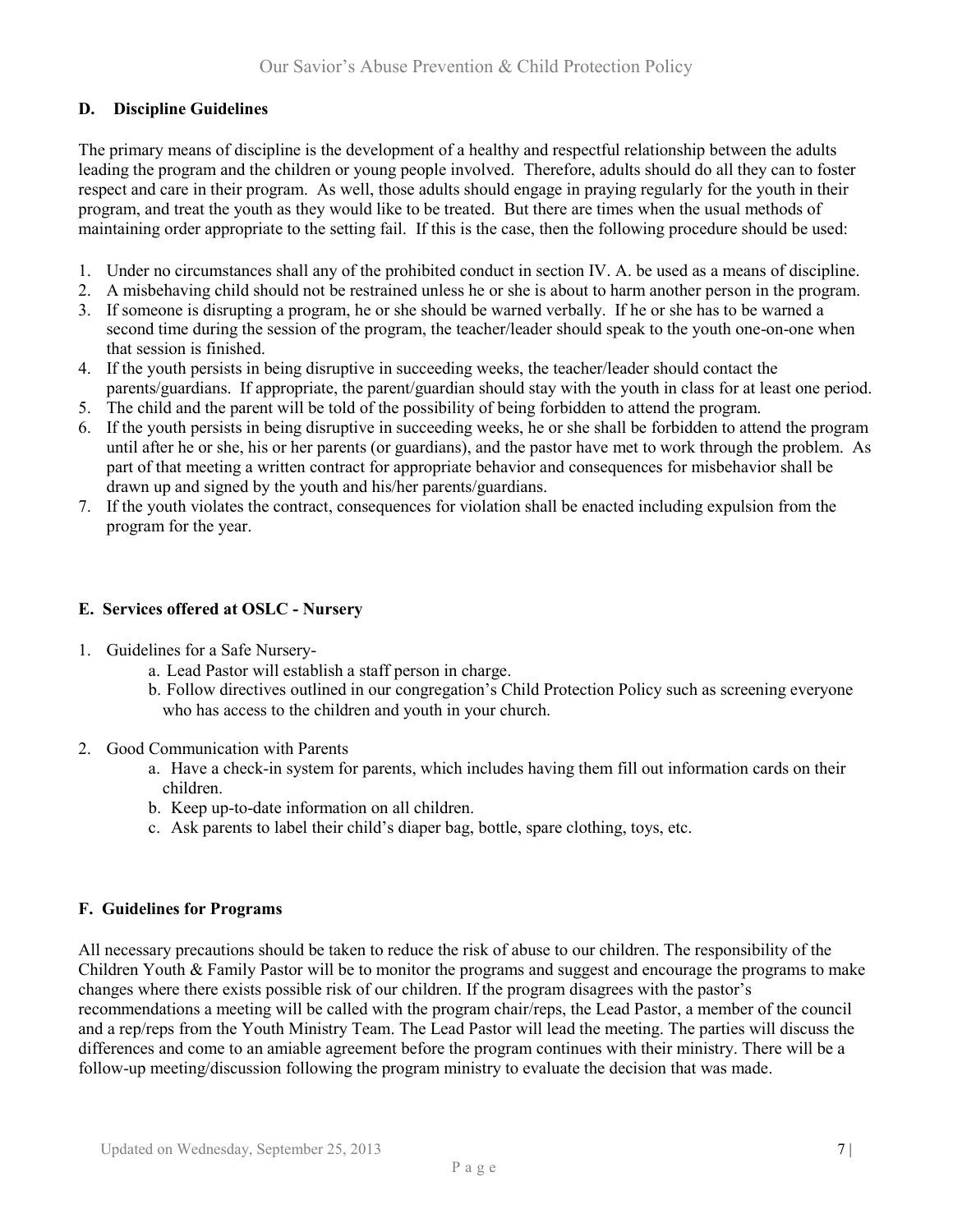### D. Discipline Guidelines

The primary means of discipline is the development of a healthy and respectful relationship between the adults leading the program and the children or young people involved. Therefore, adults should do all they can to foster respect and care in their program. As well, those adults should engage in praying regularly for the youth in their program, and treat the youth as they would like to be treated. But there are times when the usual methods of maintaining order appropriate to the setting fail. If this is the case, then the following procedure should be used:

1. Under no circumstances shall any of the prohibited conduct in section IV. A. be used as a means of discipline.
2. A misbehaving child should not be restrained unless he or she is about to harm another person in the program.
3. If someone is disrupting a program, he or she should be warned verbally. If he or she has to be warned a second time during the session of the program, the teacher/leader should speak to the youth one-on-one when that session is finished.
4. If the youth persists in being disruptive in succeeding weeks, the teacher/leader should contact the parents/guardians. If appropriate, the parent/guardian should stay with the youth in class for at least one period.
5. The child and the parent will be told of the possibility of being forbidden to attend the program.
6. If the youth persists in being disruptive in succeeding weeks, he or she shall be forbidden to attend the program until after he or she, his or her parents (or guardians), and the pastor have met to work through the problem. As part of that meeting a written contract for appropriate behavior and consequences for misbehavior shall be drawn up and signed by the youth and his/her parents/guardians.
7. If the youth violates the contract, consequences for violation shall be enacted including expulsion from the program for the year.

### E. Services offered at OSLC - Nursery

1. Guidelines for a Safe Nursery-
   a. Lead Pastor will establish a staff person in charge.
   b. Follow directives outlined in our congregation's Child Protection Policy such as screening everyone who has access to the children and youth in your church.

2. Good Communication with Parents
   a. Have a check-in system for parents, which includes having them fill out information cards on their children.
   b. Keep up-to-date information on all children.
   c. Ask parents to label their child's diaper bag, bottle, spare clothing, toys, etc.

### F. Guidelines for Programs

All necessary precautions should be taken to reduce the risk of abuse to our children. The responsibility of the Children Youth & Family Pastor will be to monitor the programs and suggest and encourage the programs to make changes where there exists possible risk of our children. If the program disagrees with the pastor's recommendations a meeting will be called with the program chair/reps, the Lead Pastor, a member of the council and a rep/reps from the Youth Ministry Team. The Lead Pastor will lead the meeting. The parties will discuss the differences and come to an amiable agreement before the program continues with their ministry. There will be a follow-up meeting/discussion following the program ministry to evaluate the decision that was made.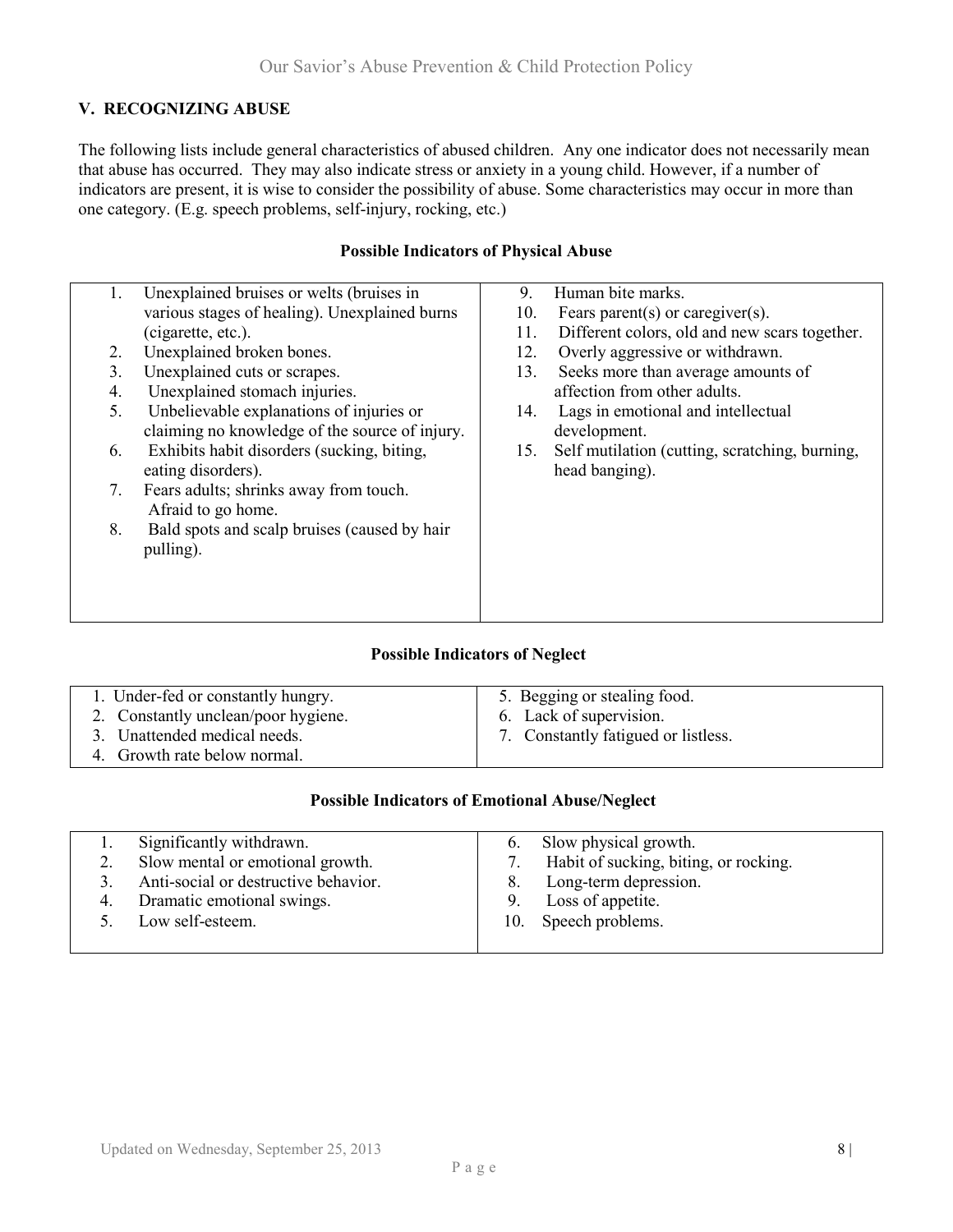## V. RECOGNIZING ABUSE

The following lists include general characteristics of abused children. Any one indicator does not necessarily mean that abuse has occurred. They may also indicate stress or anxiety in a young child. However, if a number of indicators are present, it is wise to consider the possibility of abuse. Some characteristics may occur in more than one category. (E.g. speech problems, self-injury, rocking, etc.)

### Possible Indicators of Physical Abuse

1. Unexplained bruises or welts (bruises in various stages of healing). Unexplained burns (cigarette, etc.).
2. Unexplained broken bones.
3. Unexplained cuts or scrapes.
4. Unexplained stomach injuries.
5. Unbelievable explanations of injuries or claiming no knowledge of the source of injury.
6. Exhibits habit disorders (sucking, biting, eating disorders).
7. Fears adults; shrinks away from touch. Afraid to go home.
8. Bald spots and scalp bruises (caused by hair pulling).
9. Human bite marks.
10. Fears parent(s) or caregiver(s).
11. Different colors, old and new scars together.
12. Overly aggressive or withdrawn.
13. Seeks more than average amounts of affection from other adults.
14. Lags in emotional and intellectual development.
15. Self mutilation (cutting, scratching, burning, head banging).

### Possible Indicators of Neglect

1. Under-fed or constantly hungry.
2. Constantly unclean/poor hygiene.
3. Unattended medical needs.
4. Growth rate below normal.
5. Begging or stealing food.
6. Lack of supervision.
7. Constantly fatigued or listless.

### Possible Indicators of Emotional Abuse/Neglect

1. Significantly withdrawn.
2. Slow mental or emotional growth.
3. Anti-social or destructive behavior.
4. Dramatic emotional swings.
5. Low self-esteem.
6. Slow physical growth.
7. Habit of sucking, biting, or rocking.
8. Long-term depression.
9. Loss of appetite.
10. Speech problems.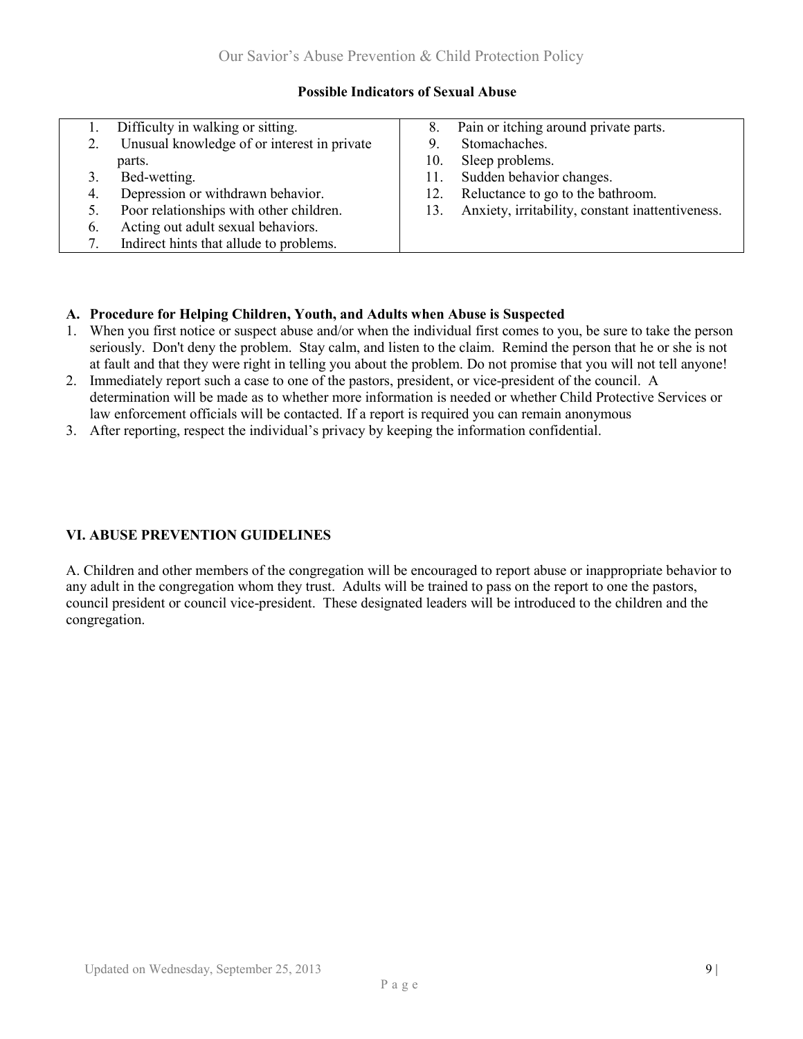**Possible Indicators of Sexual Abuse**

| | |
|---|---|
| 1. Difficulty in walking or sitting.<br>2. Unusual knowledge of or interest in private parts.<br>3. Bed-wetting.<br>4. Depression or withdrawn behavior.<br>5. Poor relationships with other children.<br>6. Acting out adult sexual behaviors.<br>7. Indirect hints that allude to problems. | 8. Pain or itching around private parts.<br>9. Stomachaches.<br>10. Sleep problems.<br>11. Sudden behavior changes.<br>12. Reluctance to go to the bathroom.<br>13. Anxiety, irritability, constant inattentiveness. |

**A. Procedure for Helping Children, Youth, and Adults when Abuse is Suspected**

1. When you first notice or suspect abuse and/or when the individual first comes to you, be sure to take the person seriously. Don't deny the problem. Stay calm, and listen to the claim. Remind the person that he or she is not at fault and that they were right in telling you about the problem. Do not promise that you will not tell anyone!
2. Immediately report such a case to one of the pastors, president, or vice-president of the council. A determination will be made as to whether more information is needed or whether Child Protective Services or law enforcement officials will be contacted. If a report is required you can remain anonymous
3. After reporting, respect the individual's privacy by keeping the information confidential.

## VI. ABUSE PREVENTION GUIDELINES

A. Children and other members of the congregation will be encouraged to report abuse or inappropriate behavior to any adult in the congregation whom they trust. Adults will be trained to pass on the report to one the pastors, council president or council vice-president. These designated leaders will be introduced to the children and the congregation.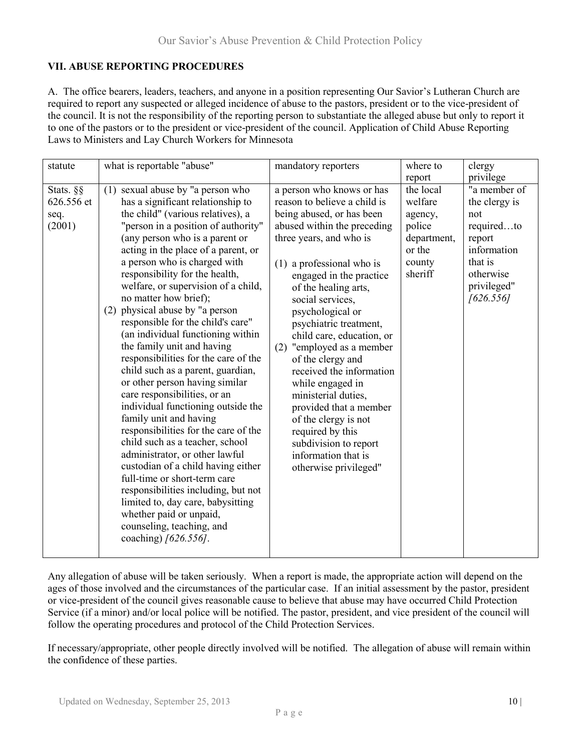## VII. ABUSE REPORTING PROCEDURES

A. The office bearers, leaders, teachers, and anyone in a position representing Our Savior's Lutheran Church are required to report any suspected or alleged incidence of abuse to the pastors, president or to the vice-president of the council. It is not the responsibility of the reporting person to substantiate the alleged abuse but only to report it to one of the pastors or to the president or vice-president of the council. Application of Child Abuse Reporting Laws to Ministers and Lay Church Workers for Minnesota

| statute | what is reportable "abuse" | mandatory reporters | where to report | clergy privilege |
|---|---|---|---|---|
| Stats. §§ 626.556 et seq. (2001) | (1) sexual abuse by "a person who has a significant relationship to the child" (various relatives), a "person in a position of authority" (any person who is a parent or acting in the place of a parent, or a person who is charged with responsibility for the health, welfare, or supervision of a child, no matter how brief); (2) physical abuse by "a person responsible for the child's care" (an individual functioning within the family unit and having responsibilities for the care of the child such as a parent, guardian, or other person having similar care responsibilities, or an individual functioning outside the family unit and having responsibilities for the care of the child such as a teacher, school administrator, or other lawful custodian of a child having either full-time or short-term care responsibilities including, but not limited to, day care, babysitting whether paid or unpaid, counseling, teaching, and coaching) *[626.556]*. | a person who knows or has reason to believe a child is being abused, or has been abused within the preceding three years, and who is (1) a professional who is engaged in the practice of the healing arts, social services, psychological or psychiatric treatment, child care, education, or (2) "employed as a member of the clergy and received the information while engaged in ministerial duties, provided that a member of the clergy is not required by this subdivision to report information that is otherwise privileged" | the local welfare agency, police department, or the county sheriff | "a member of the clergy is not required…to report information that is otherwise privileged" *[626.556]* |

Any allegation of abuse will be taken seriously. When a report is made, the appropriate action will depend on the ages of those involved and the circumstances of the particular case. If an initial assessment by the pastor, president or vice-president of the council gives reasonable cause to believe that abuse may have occurred Child Protection Service (if a minor) and/or local police will be notified. The pastor, president, and vice president of the council will follow the operating procedures and protocol of the Child Protection Services.

If necessary/appropriate, other people directly involved will be notified. The allegation of abuse will remain within the confidence of these parties.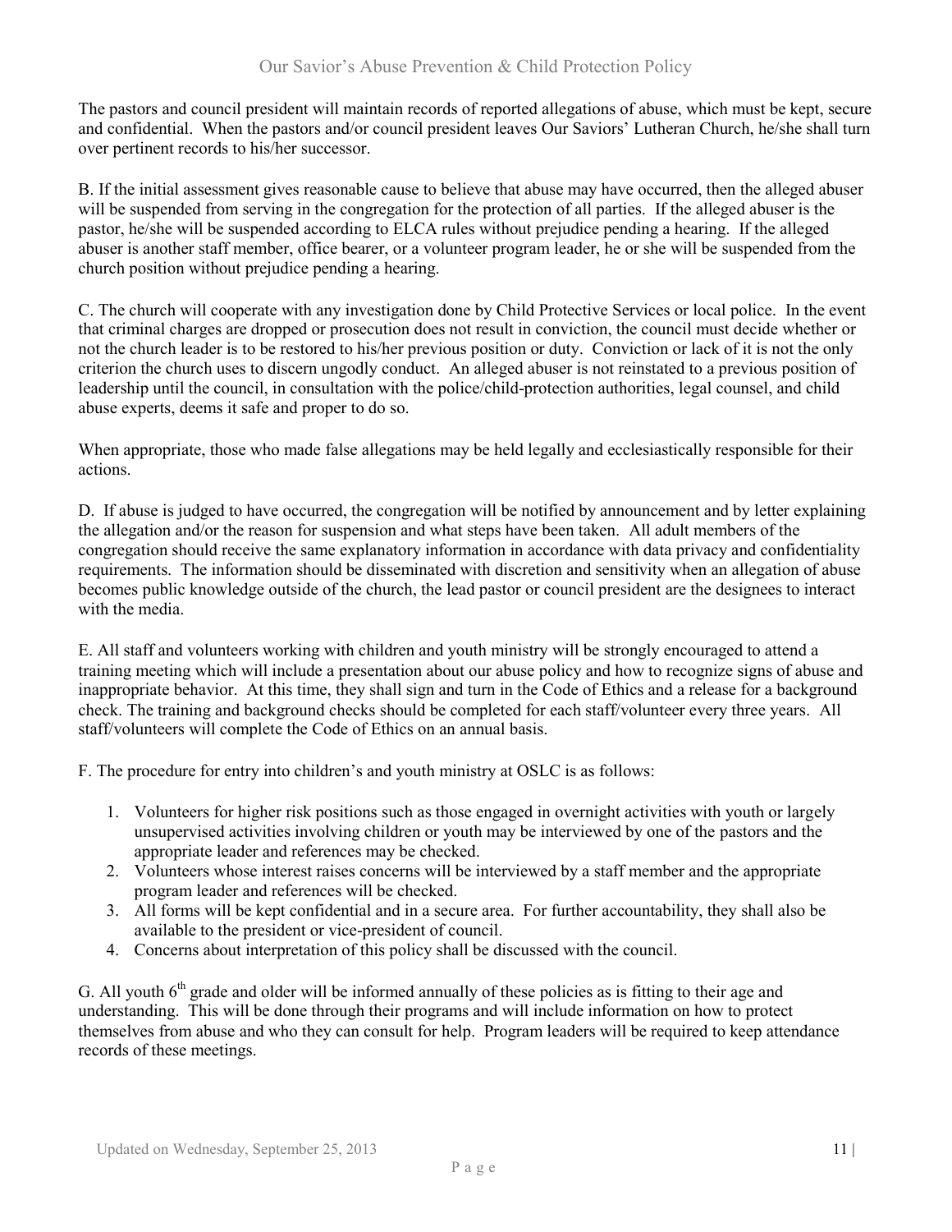The pastors and council president will maintain records of reported allegations of abuse, which must be kept, secure and confidential. When the pastors and/or council president leaves Our Saviors' Lutheran Church, he/she shall turn over pertinent records to his/her successor.

B. If the initial assessment gives reasonable cause to believe that abuse may have occurred, then the alleged abuser will be suspended from serving in the congregation for the protection of all parties. If the alleged abuser is the pastor, he/she will be suspended according to ELCA rules without prejudice pending a hearing. If the alleged abuser is another staff member, office bearer, or a volunteer program leader, he or she will be suspended from the church position without prejudice pending a hearing.

C. The church will cooperate with any investigation done by Child Protective Services or local police. In the event that criminal charges are dropped or prosecution does not result in conviction, the council must decide whether or not the church leader is to be restored to his/her previous position or duty. Conviction or lack of it is not the only criterion the church uses to discern ungodly conduct. An alleged abuser is not reinstated to a previous position of leadership until the council, in consultation with the police/child-protection authorities, legal counsel, and child abuse experts, deems it safe and proper to do so.

When appropriate, those who made false allegations may be held legally and ecclesiastically responsible for their actions.

D. If abuse is judged to have occurred, the congregation will be notified by announcement and by letter explaining the allegation and/or the reason for suspension and what steps have been taken. All adult members of the congregation should receive the same explanatory information in accordance with data privacy and confidentiality requirements. The information should be disseminated with discretion and sensitivity when an allegation of abuse becomes public knowledge outside of the church, the lead pastor or council president are the designees to interact with the media.

E. All staff and volunteers working with children and youth ministry will be strongly encouraged to attend a training meeting which will include a presentation about our abuse policy and how to recognize signs of abuse and inappropriate behavior. At this time, they shall sign and turn in the Code of Ethics and a release for a background check. The training and background checks should be completed for each staff/volunteer every three years. All staff/volunteers will complete the Code of Ethics on an annual basis.

F. The procedure for entry into children's and youth ministry at OSLC is as follows:

1. Volunteers for higher risk positions such as those engaged in overnight activities with youth or largely unsupervised activities involving children or youth may be interviewed by one of the pastors and the appropriate leader and references may be checked.
2. Volunteers whose interest raises concerns will be interviewed by a staff member and the appropriate program leader and references will be checked.
3. All forms will be kept confidential and in a secure area. For further accountability, they shall also be available to the president or vice-president of council.
4. Concerns about interpretation of this policy shall be discussed with the council.

G. All youth 6th grade and older will be informed annually of these policies as is fitting to their age and understanding. This will be done through their programs and will include information on how to protect themselves from abuse and who they can consult for help. Program leaders will be required to keep attendance records of these meetings.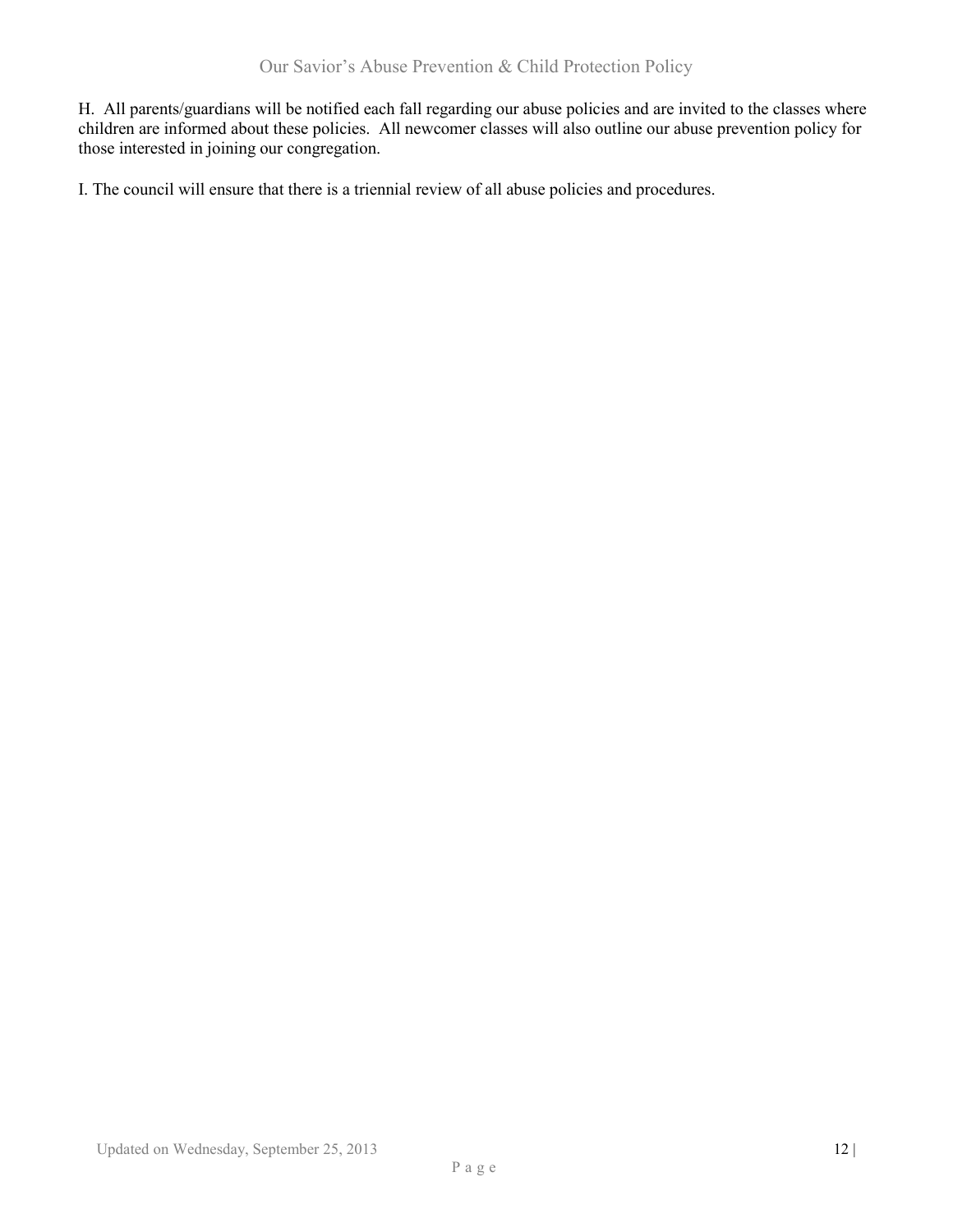H. All parents/guardians will be notified each fall regarding our abuse policies and are invited to the classes where children are informed about these policies. All newcomer classes will also outline our abuse prevention policy for those interested in joining our congregation.

I. The council will ensure that there is a triennial review of all abuse policies and procedures.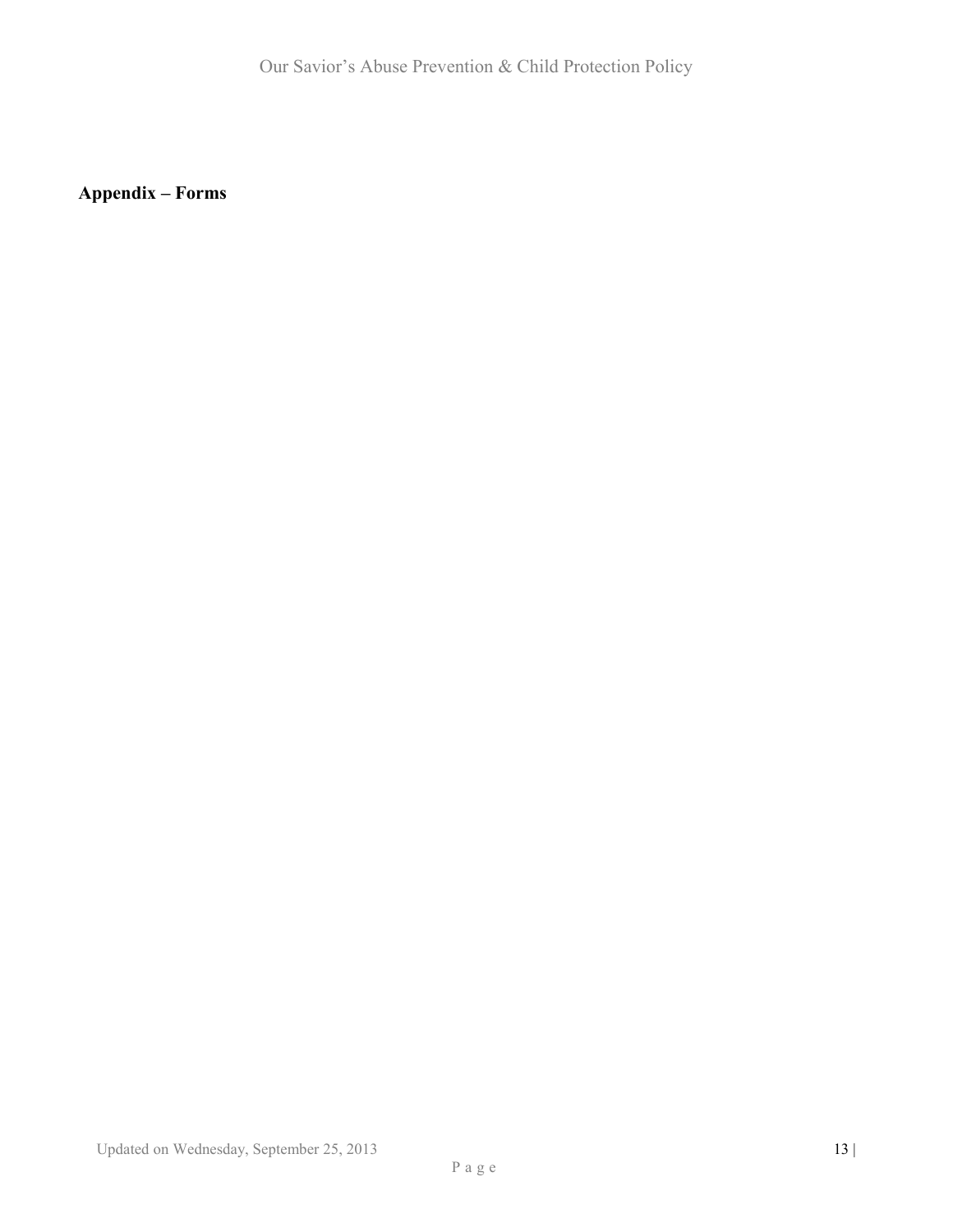**Appendix – Forms**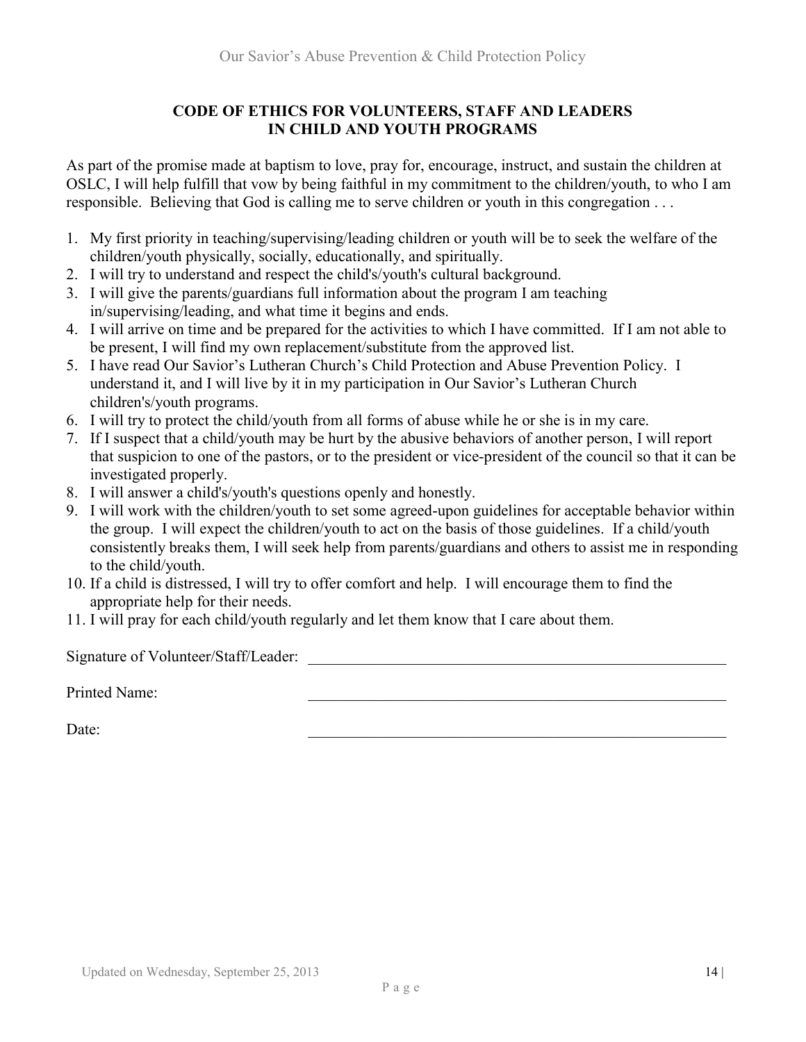## CODE OF ETHICS FOR VOLUNTEERS, STAFF AND LEADERS IN CHILD AND YOUTH PROGRAMS

As part of the promise made at baptism to love, pray for, encourage, instruct, and sustain the children at OSLC, I will help fulfill that vow by being faithful in my commitment to the children/youth, to who I am responsible. Believing that God is calling me to serve children or youth in this congregation . . .

1. My first priority in teaching/supervising/leading children or youth will be to seek the welfare of the children/youth physically, socially, educationally, and spiritually.
2. I will try to understand and respect the child's/youth's cultural background.
3. I will give the parents/guardians full information about the program I am teaching in/supervising/leading, and what time it begins and ends.
4. I will arrive on time and be prepared for the activities to which I have committed. If I am not able to be present, I will find my own replacement/substitute from the approved list.
5. I have read Our Savior's Lutheran Church's Child Protection and Abuse Prevention Policy. I understand it, and I will live by it in my participation in Our Savior's Lutheran Church children's/youth programs.
6. I will try to protect the child/youth from all forms of abuse while he or she is in my care.
7. If I suspect that a child/youth may be hurt by the abusive behaviors of another person, I will report that suspicion to one of the pastors, or to the president or vice-president of the council so that it can be investigated properly.
8. I will answer a child's/youth's questions openly and honestly.
9. I will work with the children/youth to set some agreed-upon guidelines for acceptable behavior within the group. I will expect the children/youth to act on the basis of those guidelines. If a child/youth consistently breaks them, I will seek help from parents/guardians and others to assist me in responding to the child/youth.
10. If a child is distressed, I will try to offer comfort and help. I will encourage them to find the appropriate help for their needs.
11. I will pray for each child/youth regularly and let them know that I care about them.

Signature of Volunteer/Staff/Leader: ______________________________

Printed Name: ______________________________

Date: ______________________________